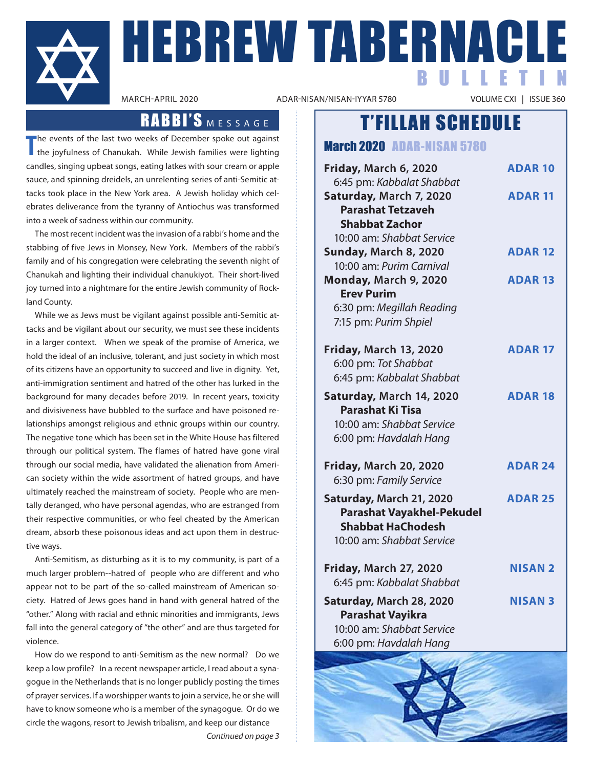# HEBREW TABERNACLE BULLETIN

MARCH-APRIL 2020 | ADAR-NISAN/NISAN-IYYAR 5780 | VOLUME CXI | ISSUE 360

## RABBI'S MESSAGE

The events of the last two weeks of December spoke out against the joyfulness of Chanukah. While Jewish families were lighting candles, singing upbeat songs, eating latkes with sour cream or apple sauce, and spinning dreidels, an unrelenting series of anti-Semitic attacks took place in the New York area. A Jewish holiday which celebrates deliverance from the tyranny of Antiochus was transformed into a week of sadness within our community.

The most recent incident was the invasion of a rabbi's home and the stabbing of five Jews in Monsey, New York. Members of the rabbi's family and of his congregation were celebrating the seventh night of Chanukah and lighting their individual chanukiyot. Their short-lived joy turned into a nightmare for the entire Jewish community of Rockland County.

While we as Jews must be vigilant against possible anti-Semitic attacks and be vigilant about our security, we must see these incidents in a larger context. When we speak of the promise of America, we hold the ideal of an inclusive, tolerant, and just society in which most of its citizens have an opportunity to succeed and live in dignity. Yet, anti-immigration sentiment and hatred of the other has lurked in the background for many decades before 2019. In recent years, toxicity and divisiveness have bubbled to the surface and have poisoned relationships amongst religious and ethnic groups within our country. The negative tone which has been set in the White House has filtered through our political system. The flames of hatred have gone viral through our social media, have validated the alienation from American society within the wide assortment of hatred groups, and have ultimately reached the mainstream of society. People who are mentally deranged, who have personal agendas, who are estranged from their respective communities, or who feel cheated by the American dream, absorb these poisonous ideas and act upon them in destructive ways.

Anti-Semitism, as disturbing as it is to my community, is part of a much larger problem--hatred of people who are different and who appear not to be part of the so-called mainstream of American society. Hatred of Jews goes hand in hand with general hatred of the "other." Along with racial and ethnic minorities and immigrants, Jews fall into the general category of "the other" and are thus targeted for violence.

How do we respond to anti-Semitism as the new normal? Do we keep a low profile? In a recent newspaper article, I read about a synagogue in the Netherlands that is no longer publicly posting the times of prayer services. If a worshipper wants to join a service, he or she will have to know someone who is a member of the synagogue. Or do we circle the wagons, resort to Jewish tribalism, and keep our distance

*Continued on page 3*

## T'FILLAH SCHEDULE

### March 2020 ADAR-NISAN 5780

**Friday, March 6, 2020** — **ADAR 10**
6:45 pm: *Kabbalat Shabbat*

**Saturday, March 7, 2020** — **ADAR 11**
**Parashat Tetzaveh**
**Shabbat Zachor**
10:00 am: *Shabbat Service*

**Sunday, March 8, 2020** — **ADAR 12**
10:00 am: *Purim Carnival*

**Monday, March 9, 2020** — **ADAR 13**
**Erev Purim**
6:30 pm: *Megillah Reading*
7:15 pm: *Purim Shpiel*

**Friday, March 13, 2020** — **ADAR 17**
6:00 pm: *Tot Shabbat*
6:45 pm: *Kabbalat Shabbat*

**Saturday, March 14, 2020** — **ADAR 18**
**Parashat Ki Tisa**
10:00 am: *Shabbat Service*
6:00 pm: *Havdalah Hang*

**Friday, March 20, 2020** — **ADAR 24**
6:30 pm: *Family Service*

**Saturday, March 21, 2020** — **ADAR 25**
**Parashat Vayakhel-Pekudel**
**Shabbat HaChodesh**
10:00 am: *Shabbat Service*

**Friday, March 27, 2020** — **NISAN 2**
6:45 pm: *Kabbalat Shabbat*

**Saturday, March 28, 2020** — **NISAN 3**
**Parashat Vayikra**
10:00 am: *Shabbat Service*
6:00 pm: *Havdalah Hang*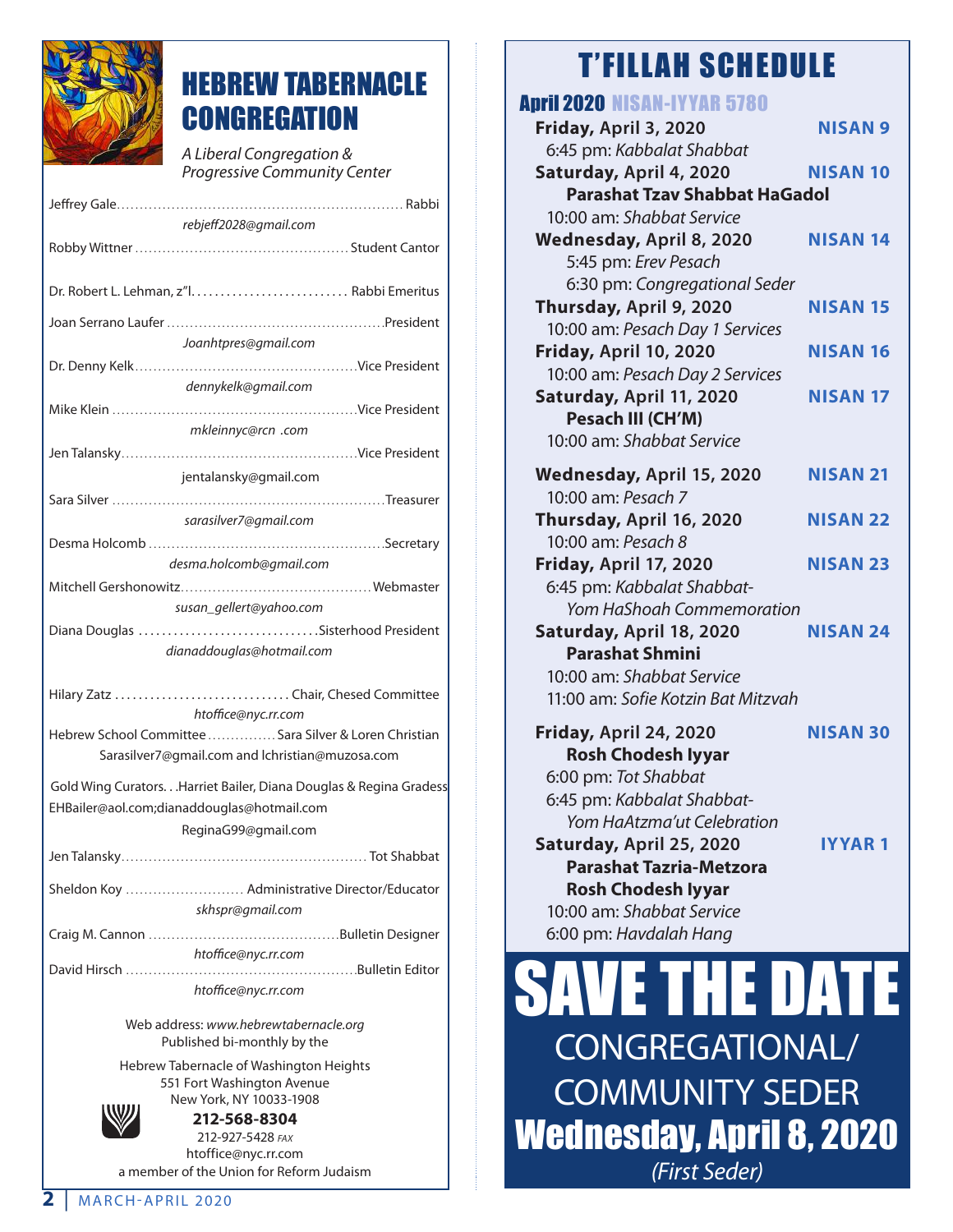# HEBREW TABERNACLE CONGREGATION

*A Liberal Congregation & Progressive Community Center*

Jeffrey Gale.............................................................Rabbi
*rebjeff2028@gmail.com*

Robby Wittner ..............................................Student Cantor

Dr. Robert L. Lehman, z"l........................... Rabbi Emeritus

Joan Serrano Laufer ...............................................President
*Joanhtpres@gmail.com*

Dr. Denny Kelk................................................Vice President
*dennykelk@gmail.com*

Mike Klein .....................................................Vice President
*mkleinnyc@rcn .com*

Jen Talansky...................................................Vice President
jentalansky@gmail.com

Sara Silver ..........................................................Treasurer
*sarasilver7@gmail.com*

Desma Holcomb ..................................................Secretary
*desma.holcomb@gmail.com*

Mitchell Gershonowitz.........................................Webmaster
*susan_gellert@yahoo.com*

Diana Douglas ..............................Sisterhood President
*dianaddouglas@hotmail.com*

Hilary Zatz ............................. Chair, Chesed Committee
*htoffice@nyc.rr.com*

Hebrew School Committee ...............Sara Silver & Loren Christian
Sarasilver7@gmail.com and lchristian@muzosa.com

Gold Wing Curators. . .Harriet Bailer, Diana Douglas & Regina Gradess
EHBailer@aol.com;dianaddouglas@hotmail.com
ReginaG99@gmail.com

Jen Talansky..................................................... Tot Shabbat

Sheldon Koy ......................... Administrative Director/Educator
*skhspr@gmail.com*

Craig M. Cannon .........................................Bulletin Designer
*htoffice@nyc.rr.com*

David Hirsch .................................................Bulletin Editor
*htoffice@nyc.rr.com*

Web address: *www.hebrewtabernacle.org*
Published bi-monthly by the

Hebrew Tabernacle of Washington Heights
551 Fort Washington Avenue
New York, NY 10033-1908
**212-568-8304**
212-927-5428 *FAX*
htoffice@nyc.rr.com
a member of the Union for Reform Judaism

# T'FILLAH SCHEDULE

## April 2020 NISAN-IYYAR 5780

**Friday, April 3, 2020** — **NISAN 9**
6:45 pm: *Kabbalat Shabbat*

**Saturday, April 4, 2020** — **NISAN 10**
**Parashat Tzav Shabbat HaGadol**
10:00 am: *Shabbat Service*

**Wednesday, April 8, 2020** — **NISAN 14**
5:45 pm: *Erev Pesach*
6:30 pm: *Congregational Seder*

**Thursday, April 9, 2020** — **NISAN 15**
10:00 am: *Pesach Day 1 Services*

**Friday, April 10, 2020** — **NISAN 16**
10:00 am: *Pesach Day 2 Services*

**Saturday, April 11, 2020** — **NISAN 17**
**Pesach III (CH'M)**
10:00 am: *Shabbat Service*

**Wednesday, April 15, 2020** — **NISAN 21**
10:00 am: *Pesach 7*

**Thursday, April 16, 2020** — **NISAN 22**
10:00 am: *Pesach 8*

**Friday, April 17, 2020** — **NISAN 23**
6:45 pm: *Kabbalat Shabbat-Yom HaShoah Commemoration*

**Saturday, April 18, 2020** — **NISAN 24**
**Parashat Shmini**
10:00 am: *Shabbat Service*
11:00 am: *Sofie Kotzin Bat Mitzvah*

**Friday, April 24, 2020** — **NISAN 30**
**Rosh Chodesh Iyyar**
6:00 pm: *Tot Shabbat*
6:45 pm: *Kabbalat Shabbat-Yom HaAtzma'ut Celebration*

**Saturday, April 25, 2020** — **IYYAR 1**
**Parashat Tazria-Metzora**
**Rosh Chodesh Iyyar**
10:00 am: *Shabbat Service*
6:00 pm: *Havdalah Hang*

# SAVE THE DATE

CONGREGATIONAL/ COMMUNITY SEDER

**Wednesday, April 8, 2020**

*(First Seder)*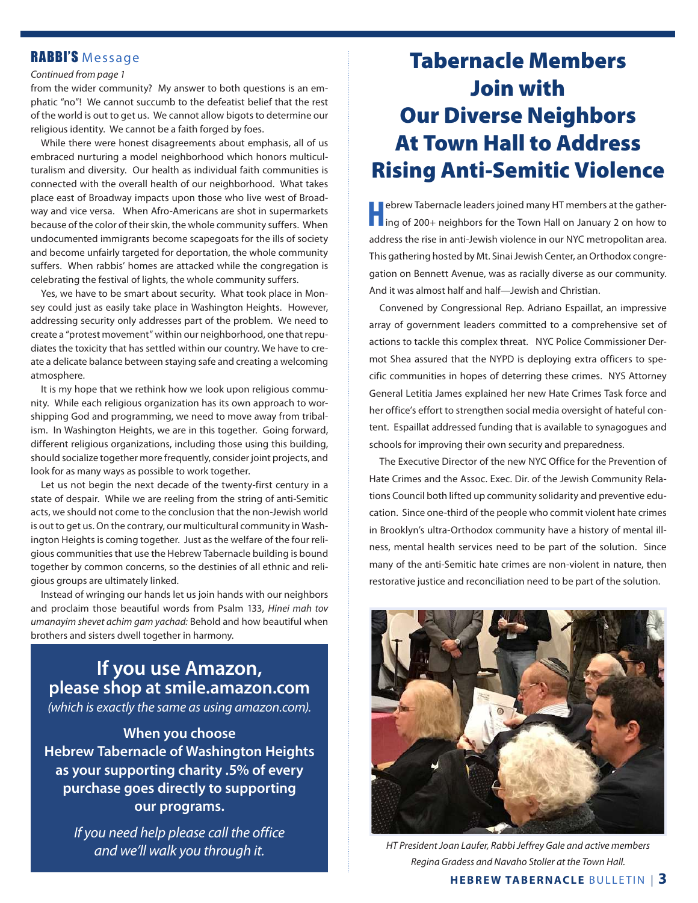## RABBI'S Message

*Continued from page 1*

from the wider community? My answer to both questions is an emphatic "no"! We cannot succumb to the defeatist belief that the rest of the world is out to get us. We cannot allow bigots to determine our religious identity. We cannot be a faith forged by foes.

While there were honest disagreements about emphasis, all of us embraced nurturing a model neighborhood which honors multiculturalism and diversity. Our health as individual faith communities is connected with the overall health of our neighborhood. What takes place east of Broadway impacts upon those who live west of Broadway and vice versa. When Afro-Americans are shot in supermarkets because of the color of their skin, the whole community suffers. When undocumented immigrants become scapegoats for the ills of society and become unfairly targeted for deportation, the whole community suffers. When rabbis' homes are attacked while the congregation is celebrating the festival of lights, the whole community suffers.

Yes, we have to be smart about security. What took place in Monsey could just as easily take place in Washington Heights. However, addressing security only addresses part of the problem. We need to create a "protest movement" within our neighborhood, one that repudiates the toxicity that has settled within our country. We have to create a delicate balance between staying safe and creating a welcoming atmosphere.

It is my hope that we rethink how we look upon religious community. While each religious organization has its own approach to worshipping God and programming, we need to move away from tribalism. In Washington Heights, we are in this together. Going forward, different religious organizations, including those using this building, should socialize together more frequently, consider joint projects, and look for as many ways as possible to work together.

Let us not begin the next decade of the twenty-first century in a state of despair. While we are reeling from the string of anti-Semitic acts, we should not come to the conclusion that the non-Jewish world is out to get us. On the contrary, our multicultural community in Washington Heights is coming together. Just as the welfare of the four religious communities that use the Hebrew Tabernacle building is bound together by common concerns, so the destinies of all ethnic and religious groups are ultimately linked.

Instead of wringing our hands let us join hands with our neighbors and proclaim those beautiful words from Psalm 133, *Hinei mah tov umanayim shevet achim gam yachad:* Behold and how beautiful when brothers and sisters dwell together in harmony.

**If you use Amazon, please shop at smile.amazon.com**

*(which is exactly the same as using amazon.com).*

**When you choose Hebrew Tabernacle of Washington Heights as your supporting charity .5% of every purchase goes directly to supporting our programs.**

*If you need help please call the office and we'll walk you through it.*

# Tabernacle Members Join with Our Diverse Neighbors At Town Hall to Address Rising Anti-Semitic Violence

Hebrew Tabernacle leaders joined many HT members at the gathering of 200+ neighbors for the Town Hall on January 2 on how to address the rise in anti-Jewish violence in our NYC metropolitan area. This gathering hosted by Mt. Sinai Jewish Center, an Orthodox congregation on Bennett Avenue, was as racially diverse as our community. And it was almost half and half—Jewish and Christian.

Convened by Congressional Rep. Adriano Espaillat, an impressive array of government leaders committed to a comprehensive set of actions to tackle this complex threat. NYC Police Commissioner Dermot Shea assured that the NYPD is deploying extra officers to specific communities in hopes of deterring these crimes. NYS Attorney General Letitia James explained her new Hate Crimes Task force and her office's effort to strengthen social media oversight of hateful content. Espaillat addressed funding that is available to synagogues and schools for improving their own security and preparedness.

The Executive Director of the new NYC Office for the Prevention of Hate Crimes and the Assoc. Exec. Dir. of the Jewish Community Relations Council both lifted up community solidarity and preventive education. Since one-third of the people who commit violent hate crimes in Brooklyn's ultra-Orthodox community have a history of mental illness, mental health services need to be part of the solution. Since many of the anti-Semitic hate crimes are non-violent in nature, then restorative justice and reconciliation need to be part of the solution.

*HT President Joan Laufer, Rabbi Jeffrey Gale and active members Regina Gradess and Navaho Stoller at the Town Hall.*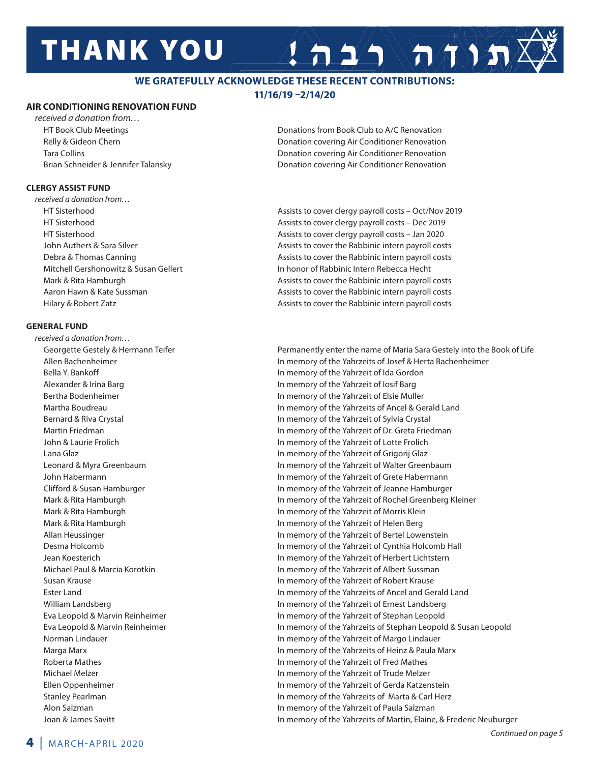# THANK YOU תודה רבה!

**WE GRATEFULLY ACKNOWLEDGE THESE RECENT CONTRIBUTIONS: 11/16/19 –2/14/20**

## AIR CONDITIONING RENOVATION FUND

*received a donation from…*

| Donor | Note |
|---|---|
| HT Book Club Meetings | Donations from Book Club to A/C Renovation |
| Relly & Gideon Chern | Donation covering Air Conditioner Renovation |
| Tara Collins | Donation covering Air Conditioner Renovation |
| Brian Schneider & Jennifer Talansky | Donation covering Air Conditioner Renovation |

## CLERGY ASSIST FUND

*received a donation from…*

| Donor | Note |
|---|---|
| HT Sisterhood | Assists to cover clergy payroll costs – Oct/Nov 2019 |
| HT Sisterhood | Assists to cover clergy payroll costs – Dec 2019 |
| HT Sisterhood | Assists to cover clergy payroll costs – Jan 2020 |
| John Authers & Sara Silver | Assists to cover the Rabbinic intern payroll costs |
| Debra & Thomas Canning | Assists to cover the Rabbinic intern payroll costs |
| Mitchell Gershonowitz & Susan Gellert | In honor of Rabbinic Intern Rebecca Hecht |
| Mark & Rita Hamburgh | Assists to cover the Rabbinic intern payroll costs |
| Aaron Hawn & Kate Sussman | Assists to cover the Rabbinic intern payroll costs |
| Hilary & Robert Zatz | Assists to cover the Rabbinic intern payroll costs |

## GENERAL FUND

*received a donation from…*

| Donor | Note |
|---|---|
| Georgette Gestely & Hermann Teifer | Permanently enter the name of Maria Sara Gestely into the Book of Life |
| Allen Bachenheimer | In memory of the Yahrzeits of Josef & Herta Bachenheimer |
| Bella Y. Bankoff | In memory of the Yahrzeit of Ida Gordon |
| Alexander & Irina Barg | In memory of the Yahrzeit of Iosif Barg |
| Bertha Bodenheimer | In memory of the Yahrzeit of Elsie Muller |
| Martha Boudreau | In memory of the Yahrzeits of Ancel & Gerald Land |
| Bernard & Riva Crystal | In memory of the Yahrzeit of Sylvia Crystal |
| Martin Friedman | In memory of the Yahrzeit of Dr. Greta Friedman |
| John & Laurie Frolich | In memory of the Yahrzeit of Lotte Frolich |
| Lana Glaz | In memory of the Yahrzeit of Grigorij Glaz |
| Leonard & Myra Greenbaum | In memory of the Yahrzeit of Walter Greenbaum |
| John Habermann | In memory of the Yahrzeit of Grete Habermann |
| Clifford & Susan Hamburger | In memory of the Yahrzeit of Jeanne Hamburger |
| Mark & Rita Hamburgh | In memory of the Yahrzeit of Rochel Greenberg Kleiner |
| Mark & Rita Hamburgh | In memory of the Yahrzeit of Morris Klein |
| Mark & Rita Hamburgh | In memory of the Yahrzeit of Helen Berg |
| Allan Heussinger | In memory of the Yahrzeit of Bertel Lowenstein |
| Desma Holcomb | In memory of the Yahrzeit of Cynthia Holcomb Hall |
| Jean Koesterich | In memory of the Yahrzeit of Herbert Lichtstern |
| Michael Paul & Marcia Korotkin | In memory of the Yahrzeit of Albert Sussman |
| Susan Krause | In memory of the Yahrzeit of Robert Krause |
| Ester Land | In memory of the Yahrzeits of Ancel and Gerald Land |
| William Landsberg | In memory of the Yahrzeit of Ernest Landsberg |
| Eva Leopold & Marvin Reinheimer | In memory of the Yahrzeit of Stephan Leopold |
| Eva Leopold & Marvin Reinheimer | In memory of the Yahrzeits of Stephan Leopold & Susan Leopold |
| Norman Lindauer | In memory of the Yahrzeit of Margo Lindauer |
| Marga Marx | In memory of the Yahrzeits of Heinz & Paula Marx |
| Roberta Mathes | In memory of the Yahrzeit of Fred Mathes |
| Michael Melzer | In memory of the Yahrzeit of Trude Melzer |
| Ellen Oppenheimer | In memory of the Yahrzeit of Gerda Katzenstein |
| Stanley Pearlman | In memory of the Yahrzeits of Marta & Carl Herz |
| Alon Salzman | In memory of the Yahrzeit of Paula Salzman |
| Joan & James Savitt | In memory of the Yahrzeits of Martin, Elaine, & Frederic Neuburger |

*Continued on page 5*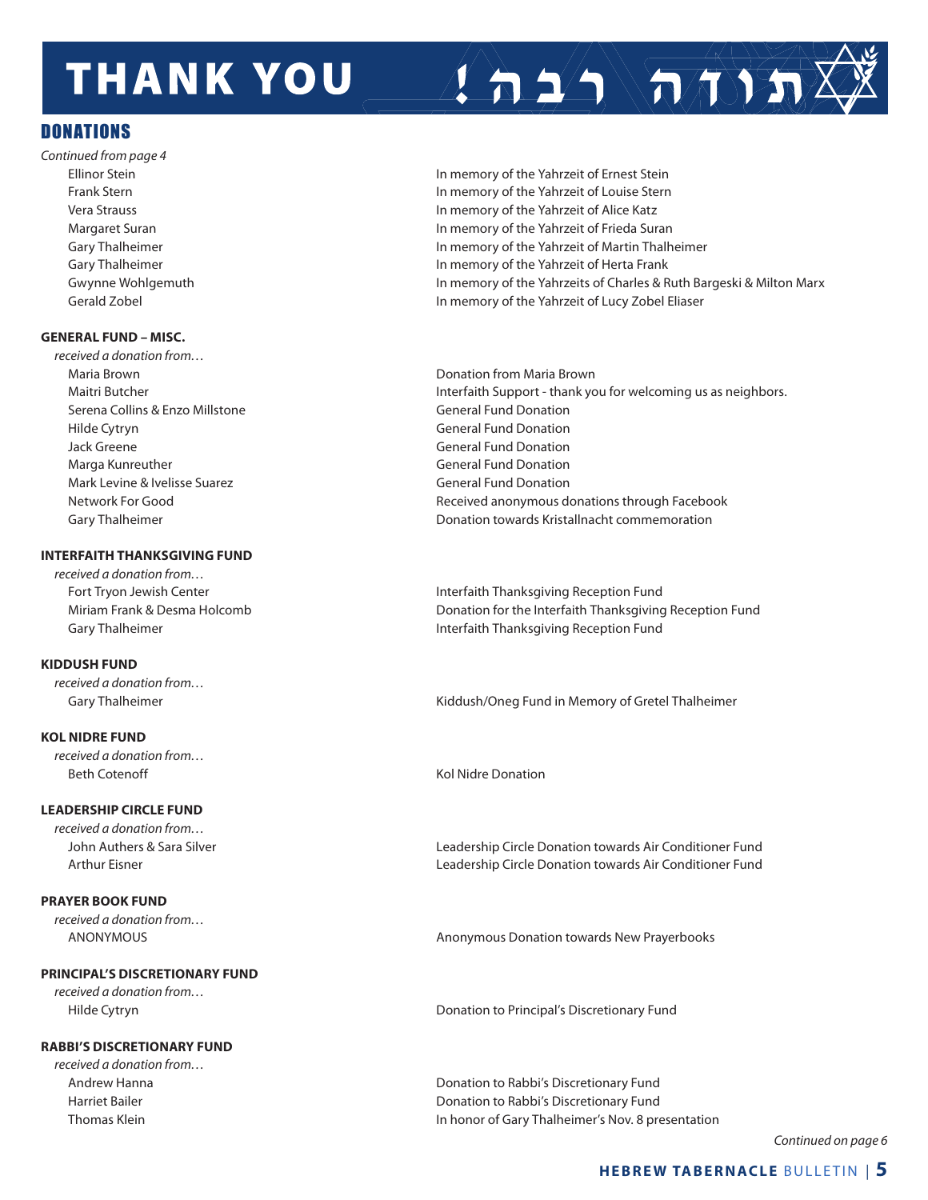# THANK YOU תודה רבה!

## DONATIONS

*Continued from page 4*

| | |
|---|---|
| Ellinor Stein | In memory of the Yahrzeit of Ernest Stein |
| Frank Stern | In memory of the Yahrzeit of Louise Stern |
| Vera Strauss | In memory of the Yahrzeit of Alice Katz |
| Margaret Suran | In memory of the Yahrzeit of Frieda Suran |
| Gary Thalheimer | In memory of the Yahrzeit of Martin Thalheimer |
| Gary Thalheimer | In memory of the Yahrzeit of Herta Frank |
| Gwynne Wohlgemuth | In memory of the Yahrzeits of Charles & Ruth Bargeski & Milton Marx |
| Gerald Zobel | In memory of the Yahrzeit of Lucy Zobel Eliaser |

**GENERAL FUND – MISC.**

*received a donation from…*

| | |
|---|---|
| Maria Brown | Donation from Maria Brown |
| Maitri Butcher | Interfaith Support - thank you for welcoming us as neighbors. |
| Serena Collins & Enzo Millstone | General Fund Donation |
| Hilde Cytryn | General Fund Donation |
| Jack Greene | General Fund Donation |
| Marga Kunreuther | General Fund Donation |
| Mark Levine & Ivelisse Suarez | General Fund Donation |
| Network For Good | Received anonymous donations through Facebook |
| Gary Thalheimer | Donation towards Kristallnacht commemoration |

**INTERFAITH THANKSGIVING FUND**

*received a donation from…*

| | |
|---|---|
| Fort Tryon Jewish Center | Interfaith Thanksgiving Reception Fund |
| Miriam Frank & Desma Holcomb | Donation for the Interfaith Thanksgiving Reception Fund |
| Gary Thalheimer | Interfaith Thanksgiving Reception Fund |

**KIDDUSH FUND**

*received a donation from…*

| | |
|---|---|
| Gary Thalheimer | Kiddush/Oneg Fund in Memory of Gretel Thalheimer |

**KOL NIDRE FUND**

*received a donation from…*

| | |
|---|---|
| Beth Cotenoff | Kol Nidre Donation |

**LEADERSHIP CIRCLE FUND**

*received a donation from…*

| | |
|---|---|
| John Authers & Sara Silver | Leadership Circle Donation towards Air Conditioner Fund |
| Arthur Eisner | Leadership Circle Donation towards Air Conditioner Fund |

**PRAYER BOOK FUND**

*received a donation from…*

| | |
|---|---|
| ANONYMOUS | Anonymous Donation towards New Prayerbooks |

**PRINCIPAL'S DISCRETIONARY FUND**

*received a donation from…*

| | |
|---|---|
| Hilde Cytryn | Donation to Principal's Discretionary Fund |

**RABBI'S DISCRETIONARY FUND**

*received a donation from…*

| | |
|---|---|
| Andrew Hanna | Donation to Rabbi's Discretionary Fund |
| Harriet Bailer | Donation to Rabbi's Discretionary Fund |
| Thomas Klein | In honor of Gary Thalheimer's Nov. 8 presentation |

*Continued on page 6*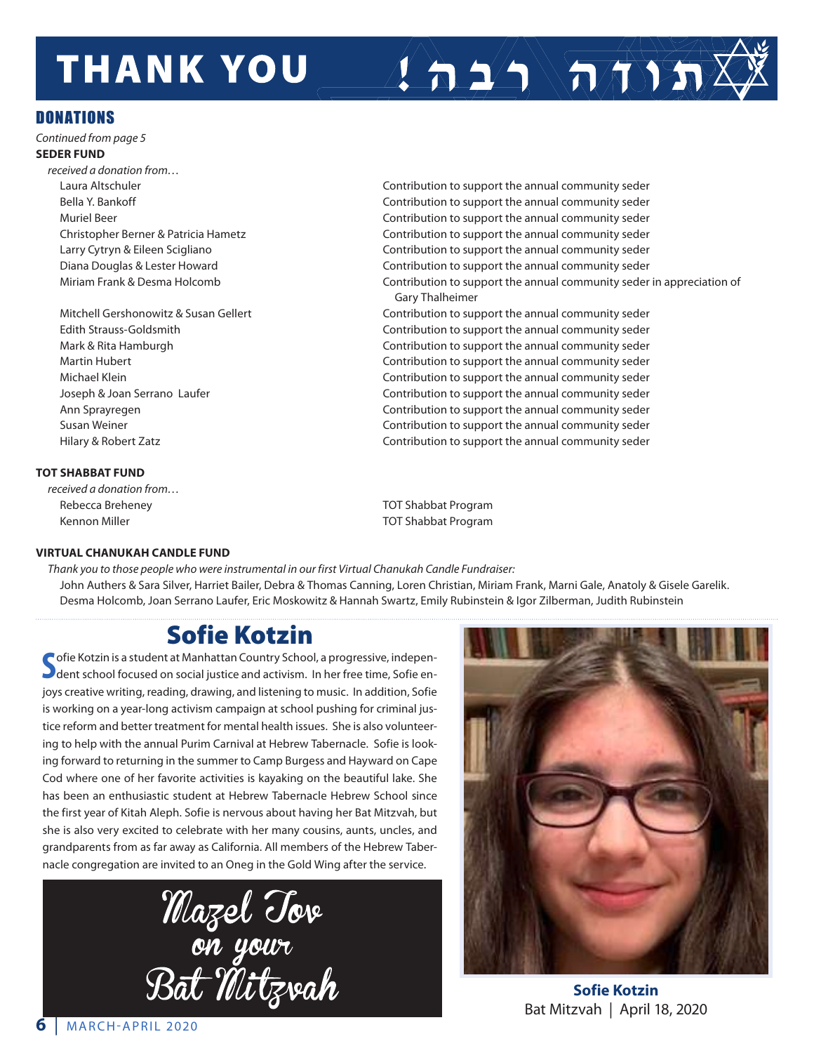# THANK YOU

תודה רבה!

## DONATIONS

*Continued from page 5*

**SEDER FUND**

*received a donation from…*

| Donor | Purpose |
|---|---|
| Laura Altschuler | Contribution to support the annual community seder |
| Bella Y. Bankoff | Contribution to support the annual community seder |
| Muriel Beer | Contribution to support the annual community seder |
| Christopher Berner & Patricia Hametz | Contribution to support the annual community seder |
| Larry Cytryn & Eileen Scigliano | Contribution to support the annual community seder |
| Diana Douglas & Lester Howard | Contribution to support the annual community seder |
| Miriam Frank & Desma Holcomb | Contribution to support the annual community seder in appreciation of Gary Thalheimer |
| Mitchell Gershonowitz & Susan Gellert | Contribution to support the annual community seder |
| Edith Strauss-Goldsmith | Contribution to support the annual community seder |
| Mark & Rita Hamburgh | Contribution to support the annual community seder |
| Martin Hubert | Contribution to support the annual community seder |
| Michael Klein | Contribution to support the annual community seder |
| Joseph & Joan Serrano Laufer | Contribution to support the annual community seder |
| Ann Sprayregen | Contribution to support the annual community seder |
| Susan Weiner | Contribution to support the annual community seder |
| Hilary & Robert Zatz | Contribution to support the annual community seder |

**TOT SHABBAT FUND**

*received a donation from…*

| Donor | Purpose |
|---|---|
| Rebecca Breheney | TOT Shabbat Program |
| Kennon Miller | TOT Shabbat Program |

**VIRTUAL CHANUKAH CANDLE FUND**

*Thank you to those people who were instrumental in our first Virtual Chanukah Candle Fundraiser:*

John Authers & Sara Silver, Harriet Bailer, Debra & Thomas Canning, Loren Christian, Miriam Frank, Marni Gale, Anatoly & Gisele Garelik. Desma Holcomb, Joan Serrano Laufer, Eric Moskowitz & Hannah Swartz, Emily Rubinstein & Igor Zilberman, Judith Rubinstein

## Sofie Kotzin

Sofie Kotzin is a student at Manhattan Country School, a progressive, independent school focused on social justice and activism. In her free time, Sofie enjoys creative writing, reading, drawing, and listening to music. In addition, Sofie is working on a year-long activism campaign at school pushing for criminal justice reform and better treatment for mental health issues. She is also volunteering to help with the annual Purim Carnival at Hebrew Tabernacle. Sofie is looking forward to returning in the summer to Camp Burgess and Hayward on Cape Cod where one of her favorite activities is kayaking on the beautiful lake. She has been an enthusiastic student at Hebrew Tabernacle Hebrew School since the first year of Kitah Aleph. Sofie is nervous about having her Bat Mitzvah, but she is also very excited to celebrate with her many cousins, aunts, uncles, and grandparents from as far away as California. All members of the Hebrew Tabernacle congregation are invited to an Oneg in the Gold Wing after the service.

Mazel Tov on your Bat Mitzvah

**Sofie Kotzin**
Bat Mitzvah | April 18, 2020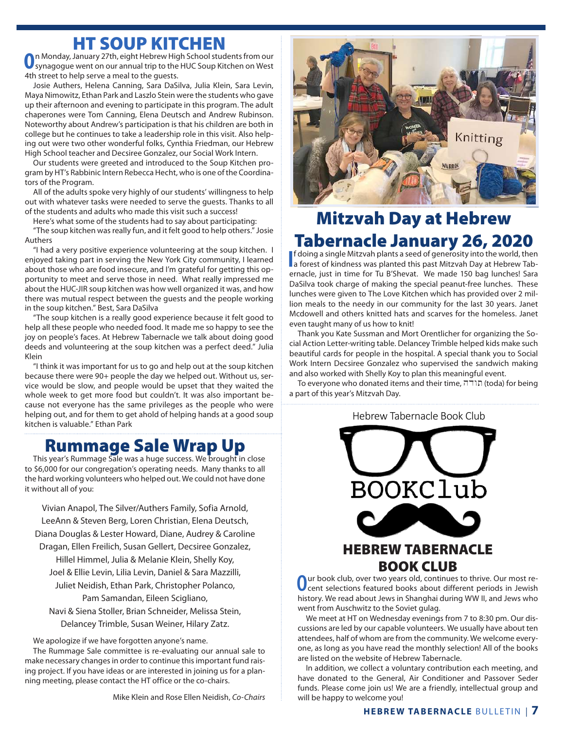# HT SOUP KITCHEN

On Monday, January 27th, eight Hebrew High School students from our synagogue went on our annual trip to the HUC Soup Kitchen on West 4th street to help serve a meal to the guests.

Josie Authers, Helena Canning, Sara DaSilva, Julia Klein, Sara Levin, Maya Nimowitz, Ethan Park and Laszlo Stein were the students who gave up their afternoon and evening to participate in this program. The adult chaperones were Tom Canning, Elena Deutsch and Andrew Rubinson. Noteworthy about Andrew's participation is that his children are both in college but he continues to take a leadership role in this visit. Also helping out were two other wonderful folks, Cynthia Friedman, our Hebrew High School teacher and Decsiree Gonzalez, our Social Work Intern.

Our students were greeted and introduced to the Soup Kitchen program by HT's Rabbinic Intern Rebecca Hecht, who is one of the Coordinators of the Program.

All of the adults spoke very highly of our students' willingness to help out with whatever tasks were needed to serve the guests. Thanks to all of the students and adults who made this visit such a success!

Here's what some of the students had to say about participating:

"The soup kitchen was really fun, and it felt good to help others." Josie Authers

"I had a very positive experience volunteering at the soup kitchen. I enjoyed taking part in serving the New York City community, I learned about those who are food insecure, and I'm grateful for getting this opportunity to meet and serve those in need. What really impressed me about the HUC-JIR soup kitchen was how well organized it was, and how there was mutual respect between the guests and the people working in the soup kitchen." Best, Sara DaSilva

"The soup kitchen is a really good experience because it felt good to help all these people who needed food. It made me so happy to see the joy on people's faces. At Hebrew Tabernacle we talk about doing good deeds and volunteering at the soup kitchen was a perfect deed." Julia Klein

"I think it was important for us to go and help out at the soup kitchen because there were 90+ people the day we helped out. Without us, service would be slow, and people would be upset that they waited the whole week to get more food but couldn't. It was also important because not everyone has the same privileges as the people who were helping out, and for them to get ahold of helping hands at a good soup kitchen is valuable." Ethan Park

# Rummage Sale Wrap Up

This year's Rummage Sale was a huge success. We brought in close to $6,000 for our congregation's operating needs. Many thanks to all the hard working volunteers who helped out. We could not have done it without all of you:

Vivian Anapol, The Silver/Authers Family, Sofia Arnold, LeeAnn & Steven Berg, Loren Christian, Elena Deutsch, Diana Douglas & Lester Howard, Diane, Audrey & Caroline Dragan, Ellen Freilich, Susan Gellert, Decsiree Gonzalez, Hillel Himmel, Julia & Melanie Klein, Shelly Koy, Joel & Ellie Levin, Lilia Levin, Daniel & Sara Mazzilli, Juliet Neidish, Ethan Park, Christopher Polanco, Pam Samandan, Eileen Scigliano, Navi & Siena Stoller, Brian Schneider, Melissa Stein, Delancey Trimble, Susan Weiner, Hilary Zatz.

We apologize if we have forgotten anyone's name.

The Rummage Sale committee is re-evaluating our annual sale to make necessary changes in order to continue this important fund raising project. If you have ideas or are interested in joining us for a planning meeting, please contact the HT office or the co-chairs.

Mike Klein and Rose Ellen Neidish, *Co-Chairs*

# Mitzvah Day at Hebrew Tabernacle January 26, 2020

If doing a single Mitzvah plants a seed of generosity into the world, then a forest of kindness was planted this past Mitzvah Day at Hebrew Tabernacle, just in time for Tu B'Shevat. We made 150 bag lunches! Sara DaSilva took charge of making the special peanut-free lunches. These lunches were given to The Love Kitchen which has provided over 2 million meals to the needy in our community for the last 30 years. Janet Mcdowell and others knitted hats and scarves for the homeless. Janet even taught many of us how to knit!

Thank you Kate Sussman and Mort Orentlicher for organizing the Social Action Letter-writing table. Delancey Trimble helped kids make such beautiful cards for people in the hospital. A special thank you to Social Work Intern Decsiree Gonzalez who supervised the sandwich making and also worked with Shelly Koy to plan this meaningful event.

To everyone who donated items and their time, תודה (toda) for being a part of this year's Mitzvah Day.

Hebrew Tabernacle Book Club

BOOKClub

# HEBREW TABERNACLE BOOK CLUB

Our book club, over two years old, continues to thrive. Our most recent selections featured books about different periods in Jewish history. We read about Jews in Shanghai during WW II, and Jews who went from Auschwitz to the Soviet gulag.

We meet at HT on Wednesday evenings from 7 to 8:30 pm. Our discussions are led by our capable volunteers. We usually have about ten attendees, half of whom are from the community. We welcome everyone, as long as you have read the monthly selection! All of the books are listed on the website of Hebrew Tabernacle.

In addition, we collect a voluntary contribution each meeting, and have donated to the General, Air Conditioner and Passover Seder funds. Please come join us! We are a friendly, intellectual group and will be happy to welcome you!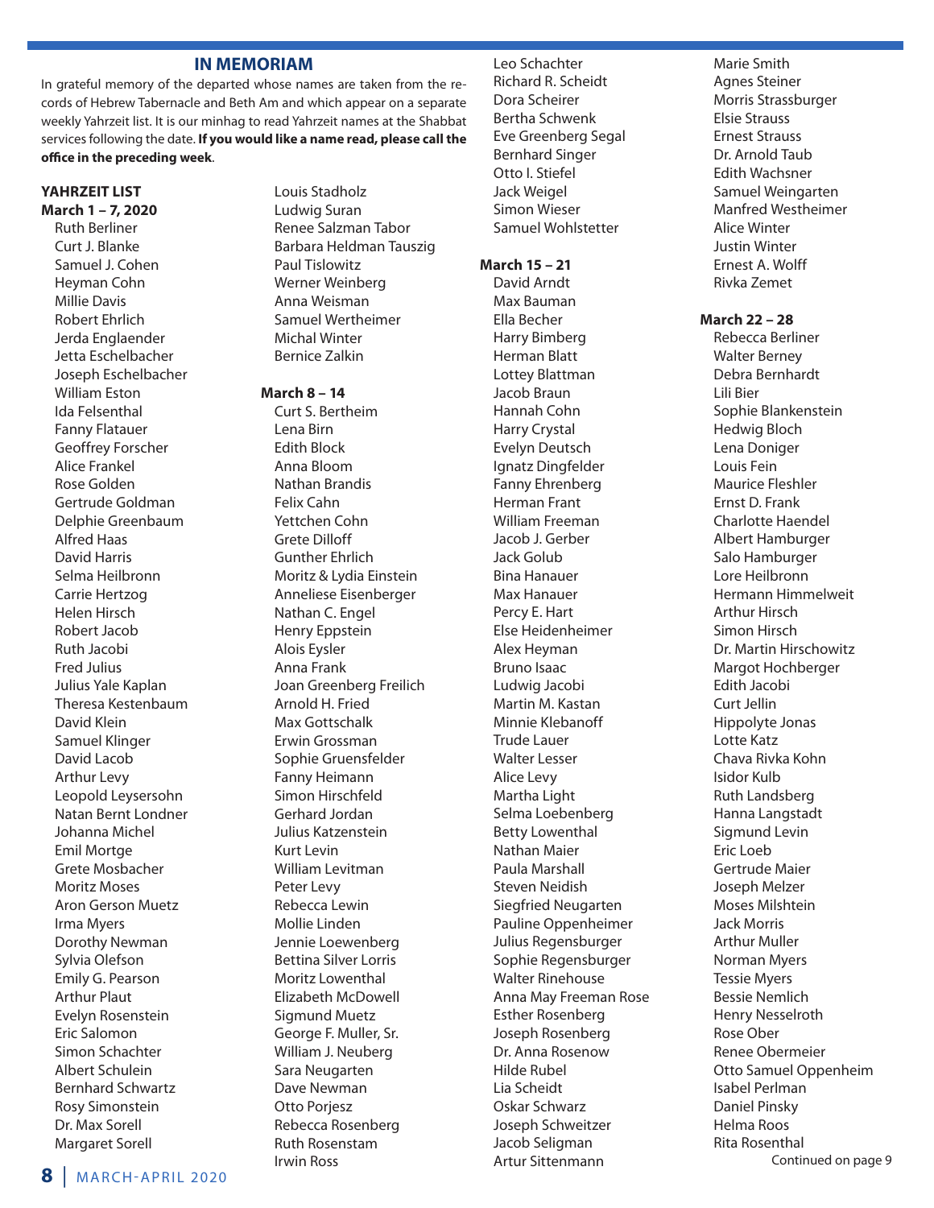## IN MEMORIAM

In grateful memory of the departed whose names are taken from the records of Hebrew Tabernacle and Beth Am and which appear on a separate weekly Yahrzeit list. It is our minhag to read Yahrzeit names at the Shabbat services following the date. **If you would like a name read, please call the office in the preceding week**.

**YAHRZEIT LIST**

**March 1 – 7, 2020**

Ruth Berliner
Curt J. Blanke
Samuel J. Cohen
Heyman Cohn
Millie Davis
Robert Ehrlich
Jerda Englaender
Jetta Eschelbacher
Joseph Eschelbacher
William Eston
Ida Felsenthal
Fanny Flatauer
Geoffrey Forscher
Alice Frankel
Rose Golden
Gertrude Goldman
Delphie Greenbaum
Alfred Haas
David Harris
Selma Heilbronn
Carrie Hertzog
Helen Hirsch
Robert Jacob
Ruth Jacobi
Fred Julius
Julius Yale Kaplan
Theresa Kestenbaum
David Klein
Samuel Klinger
David Lacob
Arthur Levy
Leopold Leysersohn
Natan Bernt Londner
Johanna Michel
Emil Mortge
Grete Mosbacher
Moritz Moses
Aron Gerson Muetz
Irma Myers
Dorothy Newman
Sylvia Olefson
Emily G. Pearson
Arthur Plaut
Evelyn Rosenstein
Eric Salomon
Simon Schachter
Albert Schulein
Bernhard Schwartz
Rosy Simonstein
Dr. Max Sorell
Margaret Sorell
Louis Stadholz
Ludwig Suran
Renee Salzman Tabor
Barbara Heldman Tauszig
Paul Tislowitz
Werner Weinberg
Anna Weisman
Samuel Wertheimer
Michal Winter
Bernice Zalkin

**March 8 – 14**

Curt S. Bertheim
Lena Birn
Edith Block
Anna Bloom
Nathan Brandis
Felix Cahn
Yettchen Cohn
Grete Dilloff
Gunther Ehrlich
Moritz & Lydia Einstein
Anneliese Eisenberger
Nathan C. Engel
Henry Eppstein
Alois Eysler
Anna Frank
Joan Greenberg Freilich
Arnold H. Fried
Max Gottschalk
Erwin Grossman
Sophie Gruensfelder
Fanny Heimann
Simon Hirschfeld
Gerhard Jordan
Julius Katzenstein
Kurt Levin
William Levitman
Peter Levy
Rebecca Lewin
Mollie Linden
Jennie Loewenberg
Bettina Silver Lorris
Moritz Lowenthal
Elizabeth McDowell
Sigmund Muetz
George F. Muller, Sr.
William J. Neuberg
Sara Neugarten
Dave Newman
Otto Porjesz
Rebecca Rosenberg
Ruth Rosenstam
Irwin Ross
Leo Schachter
Richard R. Scheidt
Dora Scheirer
Bertha Schwenk
Eve Greenberg Segal
Bernhard Singer
Otto I. Stiefel
Jack Weigel
Simon Wieser
Samuel Wohlstetter

**March 15 – 21**

David Arndt
Max Bauman
Ella Becher
Harry Bimberg
Herman Blatt
Lottey Blattman
Jacob Braun
Hannah Cohn
Harry Crystal
Evelyn Deutsch
Ignatz Dingfelder
Fanny Ehrenberg
Herman Frant
William Freeman
Jacob J. Gerber
Jack Golub
Bina Hanauer
Max Hanauer
Percy E. Hart
Else Heidenheimer
Alex Heyman
Bruno Isaac
Ludwig Jacobi
Martin M. Kastan
Minnie Klebanoff
Trude Lauer
Walter Lesser
Alice Levy
Martha Light
Selma Loebenberg
Betty Lowenthal
Nathan Maier
Paula Marshall
Steven Neidish
Siegfried Neugarten
Pauline Oppenheimer
Julius Regensburger
Sophie Regensburger
Walter Rinehouse
Anna May Freeman Rose
Esther Rosenberg
Joseph Rosenberg
Dr. Anna Rosenow
Hilde Rubel
Lia Scheidt
Oskar Schwarz
Joseph Schweitzer
Jacob Seligman
Artur Sittenmann
Marie Smith
Agnes Steiner
Morris Strassburger
Elsie Strauss
Ernest Strauss
Dr. Arnold Taub
Edith Wachsner
Samuel Weingarten
Manfred Westheimer
Alice Winter
Justin Winter
Ernest A. Wolff
Rivka Zemet

**March 22 – 28**

Rebecca Berliner
Walter Berney
Debra Bernhardt
Lili Bier
Sophie Blankenstein
Hedwig Bloch
Lena Doniger
Louis Fein
Maurice Fleshler
Ernst D. Frank
Charlotte Haendel
Albert Hamburger
Salo Hamburger
Lore Heilbronn
Hermann Himmelweit
Arthur Hirsch
Simon Hirsch
Dr. Martin Hirschowitz
Margot Hochberger
Edith Jacobi
Curt Jellin
Hippolyte Jonas
Lotte Katz
Chava Rivka Kohn
Isidor Kulb
Ruth Landsberg
Hanna Langstadt
Sigmund Levin
Eric Loeb
Gertrude Maier
Joseph Melzer
Moses Milshtein
Jack Morris
Arthur Muller
Norman Myers
Tessie Myers
Bessie Nemlich
Henry Nesselroth
Rose Ober
Renee Obermeier
Otto Samuel Oppenheim
Isabel Perlman
Daniel Pinsky
Helma Roos
Rita Rosenthal

Continued on page 9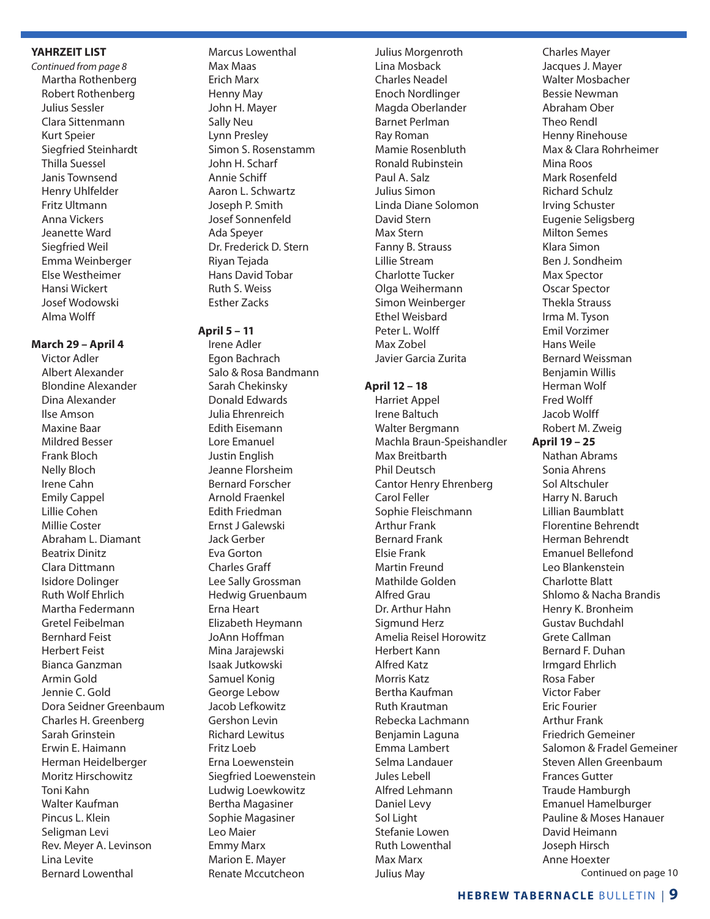## YAHRZEIT LIST

*Continued from page 8*

Martha Rothenberg
Robert Rothenberg
Julius Sessler
Clara Sittenmann
Kurt Speier
Siegfried Steinhardt
Thilla Suessel
Janis Townsend
Henry Uhlfelder
Fritz Ultmann
Anna Vickers
Jeanette Ward
Siegfried Weil
Emma Weinberger
Else Westheimer
Hansi Wickert
Josef Wodowski
Alma Wolff

**March 29 – April 4**

Victor Adler
Albert Alexander
Blondine Alexander
Dina Alexander
Ilse Amson
Maxine Baar
Mildred Besser
Frank Bloch
Nelly Bloch
Irene Cahn
Emily Cappel
Lillie Cohen
Millie Coster
Abraham L. Diamant
Beatrix Dinitz
Clara Dittmann
Isidore Dolinger
Ruth Wolf Ehrlich
Martha Federmann
Gretel Feibelman
Bernhard Feist
Herbert Feist
Bianca Ganzman
Armin Gold
Jennie C. Gold
Dora Seidner Greenbaum
Charles H. Greenberg
Sarah Grinstein
Erwin E. Haimann
Herman Heidelberger
Moritz Hirschowitz
Toni Kahn
Walter Kaufman
Pincus L. Klein
Seligman Levi
Rev. Meyer A. Levinson
Lina Levite
Bernard Lowenthal
Marcus Lowenthal
Max Maas
Erich Marx
Henny May
John H. Mayer
Sally Neu
Lynn Presley
Simon S. Rosenstamm
John H. Scharf
Annie Schiff
Aaron L. Schwartz
Joseph P. Smith
Josef Sonnenfeld
Ada Speyer
Dr. Frederick D. Stern
Riyan Tejada
Hans David Tobar
Ruth S. Weiss
Esther Zacks

**April 5 – 11**

Irene Adler
Egon Bachrach
Salo & Rosa Bandmann
Sarah Chekinsky
Donald Edwards
Julia Ehrenreich
Edith Eisemann
Lore Emanuel
Justin English
Jeanne Florsheim
Bernard Forscher
Arnold Fraenkel
Edith Friedman
Ernst J Galewski
Jack Gerber
Eva Gorton
Charles Graff
Lee Sally Grossman
Hedwig Gruenbaum
Erna Heart
Elizabeth Heymann
JoAnn Hoffman
Mina Jarajewski
Isaak Jutkowski
Samuel Konig
George Lebow
Jacob Lefkowitz
Gershon Levin
Richard Lewitus
Fritz Loeb
Erna Loewenstein
Siegfried Loewenstein
Ludwig Loewkowitz
Bertha Magasiner
Sophie Magasiner
Leo Maier
Emmy Marx
Marion E. Mayer
Renate Mccutcheon
Julius Morgenroth
Lina Mosback
Charles Neadel
Enoch Nordlinger
Magda Oberlander
Barnet Perlman
Ray Roman
Mamie Rosenbluth
Ronald Rubinstein
Paul A. Salz
Julius Simon
Linda Diane Solomon
David Stern
Max Stern
Fanny B. Strauss
Lillie Stream
Charlotte Tucker
Olga Weihermann
Simon Weinberger
Ethel Weisbard
Peter L. Wolff
Max Zobel
Javier Garcia Zurita

**April 12 – 18**

Harriet Appel
Irene Baltuch
Walter Bergmann
Machla Braun-Speishandler
Max Breitbarth
Phil Deutsch
Cantor Henry Ehrenberg
Carol Feller
Sophie Fleischmann
Arthur Frank
Bernard Frank
Elsie Frank
Martin Freund
Mathilde Golden
Alfred Grau
Dr. Arthur Hahn
Sigmund Herz
Amelia Reisel Horowitz
Herbert Kann
Alfred Katz
Morris Katz
Bertha Kaufman
Ruth Krautman
Rebecka Lachmann
Benjamin Laguna
Emma Lambert
Selma Landauer
Jules Lebell
Alfred Lehmann
Daniel Levy
Sol Light
Stefanie Lowen
Ruth Lowenthal
Max Marx
Julius May
Charles Mayer
Jacques J. Mayer
Walter Mosbacher
Bessie Newman
Abraham Ober
Theo Rendl
Henny Rinehouse
Max & Clara Rohrheimer
Mina Roos
Mark Rosenfeld
Richard Schulz
Irving Schuster
Eugenie Seligsberg
Milton Semes
Klara Simon
Ben J. Sondheim
Max Spector
Oscar Spector
Thekla Strauss
Irma M. Tyson
Emil Vorzimer
Hans Weile
Bernard Weissman
Benjamin Willis
Herman Wolf
Fred Wolff
Jacob Wolff
Robert M. Zweig

**April 19 – 25**

Nathan Abrams
Sonia Ahrens
Sol Altschuler
Harry N. Baruch
Lillian Baumblatt
Florentine Behrendt
Herman Behrendt
Emanuel Bellefond
Leo Blankenstein
Charlotte Blatt
Shlomo & Nacha Brandis
Henry K. Bronheim
Gustav Buchdahl
Grete Callman
Bernard F. Duhan
Irmgard Ehrlich
Rosa Faber
Victor Faber
Eric Fourier
Arthur Frank
Friedrich Gemeiner
Salomon & Fradel Gemeiner
Steven Allen Greenbaum
Frances Gutter
Traude Hamburgh
Emanuel Hamelburger
Pauline & Moses Hanauer
David Heimann
Joseph Hirsch
Anne Hoexter

Continued on page 10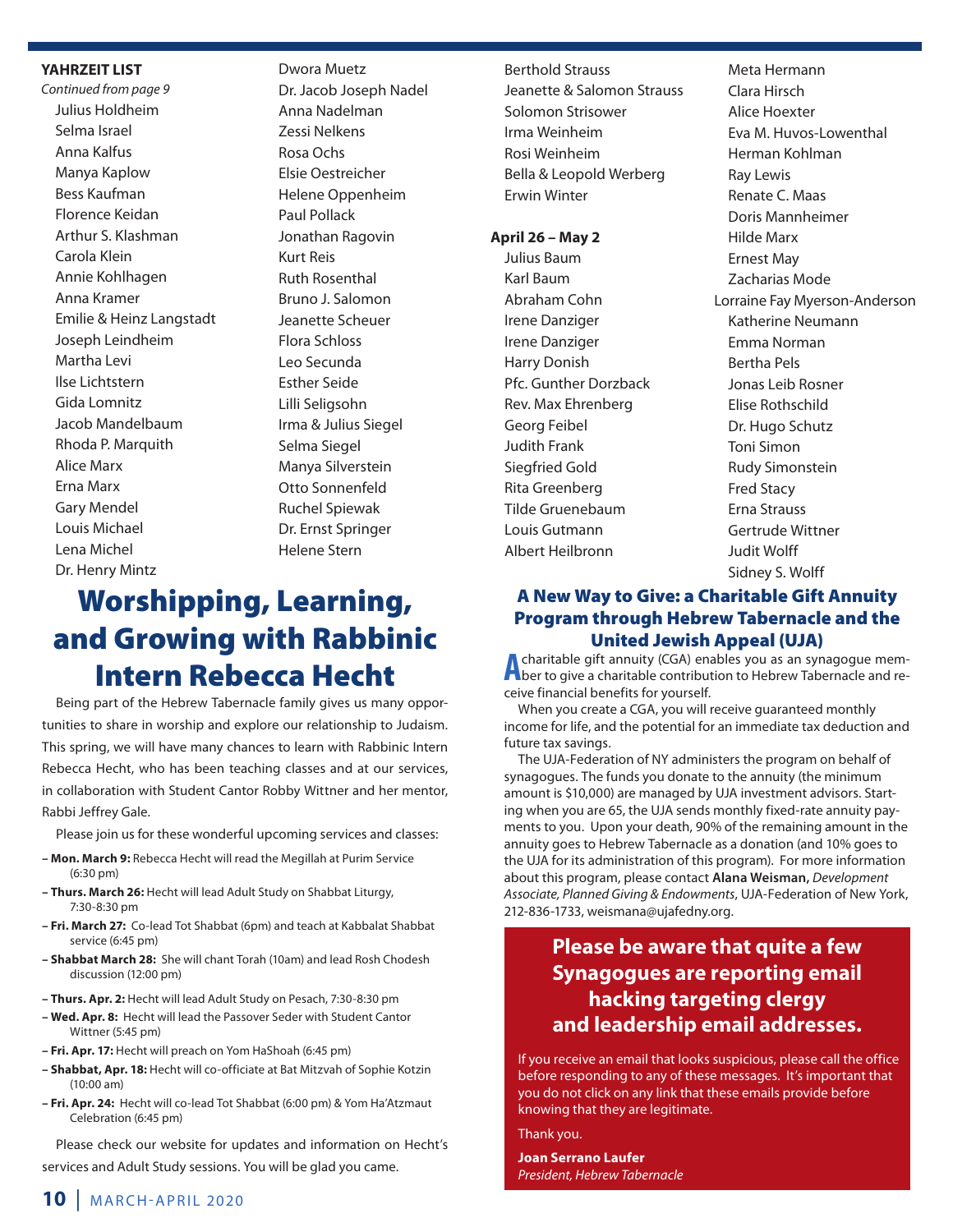**YAHRZEIT LIST**

*Continued from page 9*

Julius Holdheim
Selma Israel
Anna Kalfus
Manya Kaplow
Bess Kaufman
Florence Keidan
Arthur S. Klashman
Carola Klein
Annie Kohlhagen
Anna Kramer
Emilie & Heinz Langstadt
Joseph Leindheim
Martha Levi
Ilse Lichtstern
Gida Lomnitz
Jacob Mandelbaum
Rhoda P. Marquith
Alice Marx
Erna Marx
Gary Mendel
Louis Michael
Lena Michel
Dr. Henry Mintz
Dwora Muetz
Dr. Jacob Joseph Nadel
Anna Nadelman
Zessi Nelkens
Rosa Ochs
Elsie Oestreicher
Helene Oppenheim
Paul Pollack
Jonathan Ragovin
Kurt Reis
Ruth Rosenthal
Bruno J. Salomon
Jeanette Scheuer
Flora Schloss
Leo Secunda
Esther Seide
Lilli Seligsohn
Irma & Julius Siegel
Selma Siegel
Manya Silverstein
Otto Sonnenfeld
Ruchel Spiewak
Dr. Ernst Springer
Helene Stern
Berthold Strauss
Jeanette & Salomon Strauss
Solomon Strisower
Irma Weinheim
Rosi Weinheim
Bella & Leopold Werberg
Erwin Winter

**April 26 – May 2**

Julius Baum
Karl Baum
Abraham Cohn
Irene Danziger
Irene Danziger
Harry Donish
Pfc. Gunther Dorzback
Rev. Max Ehrenberg
Georg Feibel
Judith Frank
Siegfried Gold
Rita Greenberg
Tilde Gruenebaum
Louis Gutmann
Albert Heilbronn
Meta Hermann
Clara Hirsch
Alice Hoexter
Eva M. Huvos-Lowenthal
Herman Kohlman
Ray Lewis
Renate C. Maas
Doris Mannheimer
Hilde Marx
Ernest May
Zacharias Mode
Lorraine Fay Myerson-Anderson
Katherine Neumann
Emma Norman
Bertha Pels
Jonas Leib Rosner
Elise Rothschild
Dr. Hugo Schutz
Toni Simon
Rudy Simonstein
Fred Stacy
Erna Strauss
Gertrude Wittner
Judit Wolff
Sidney S. Wolff

# Worshipping, Learning, and Growing with Rabbinic Intern Rebecca Hecht

Being part of the Hebrew Tabernacle family gives us many opportunities to share in worship and explore our relationship to Judaism. This spring, we will have many chances to learn with Rabbinic Intern Rebecca Hecht, who has been teaching classes and at our services, in collaboration with Student Cantor Robby Wittner and her mentor, Rabbi Jeffrey Gale.

Please join us for these wonderful upcoming services and classes:

- **Mon. March 9:** Rebecca Hecht will read the Megillah at Purim Service (6:30 pm)
- **Thurs. March 26:** Hecht will lead Adult Study on Shabbat Liturgy, 7:30-8:30 pm
- **Fri. March 27:** Co-lead Tot Shabbat (6pm) and teach at Kabbalat Shabbat service (6:45 pm)
- **Shabbat March 28:** She will chant Torah (10am) and lead Rosh Chodesh discussion (12:00 pm)
- **Thurs. Apr. 2:** Hecht will lead Adult Study on Pesach, 7:30-8:30 pm
- **Wed. Apr. 8:** Hecht will lead the Passover Seder with Student Cantor Wittner (5:45 pm)
- **Fri. Apr. 17:** Hecht will preach on Yom HaShoah (6:45 pm)
- **Shabbat, Apr. 18:** Hecht will co-officiate at Bat Mitzvah of Sophie Kotzin (10:00 am)
- **Fri. Apr. 24:** Hecht will co-lead Tot Shabbat (6:00 pm) & Yom Ha'Atzmaut Celebration (6:45 pm)

Please check our website for updates and information on Hecht's services and Adult Study sessions. You will be glad you came.

## A New Way to Give: a Charitable Gift Annuity Program through Hebrew Tabernacle and the United Jewish Appeal (UJA)

A charitable gift annuity (CGA) enables you as an synagogue member to give a charitable contribution to Hebrew Tabernacle and receive financial benefits for yourself.

When you create a CGA, you will receive guaranteed monthly income for life, and the potential for an immediate tax deduction and future tax savings.

The UJA-Federation of NY administers the program on behalf of synagogues. The funds you donate to the annuity (the minimum amount is $10,000) are managed by UJA investment advisors. Starting when you are 65, the UJA sends monthly fixed-rate annuity payments to you. Upon your death, 90% of the remaining amount in the annuity goes to Hebrew Tabernacle as a donation (and 10% goes to the UJA for its administration of this program). For more information about this program, please contact **Alana Weisman,** *Development Associate, Planned Giving & Endowments*, UJA-Federation of New York, 212-836-1733, weismana@ujafedny.org.

## Please be aware that quite a few Synagogues are reporting email hacking targeting clergy and leadership email addresses.

If you receive an email that looks suspicious, please call the office before responding to any of these messages. It's important that you do not click on any link that these emails provide before knowing that they are legitimate.

Thank you.

**Joan Serrano Laufer**
*President, Hebrew Tabernacle*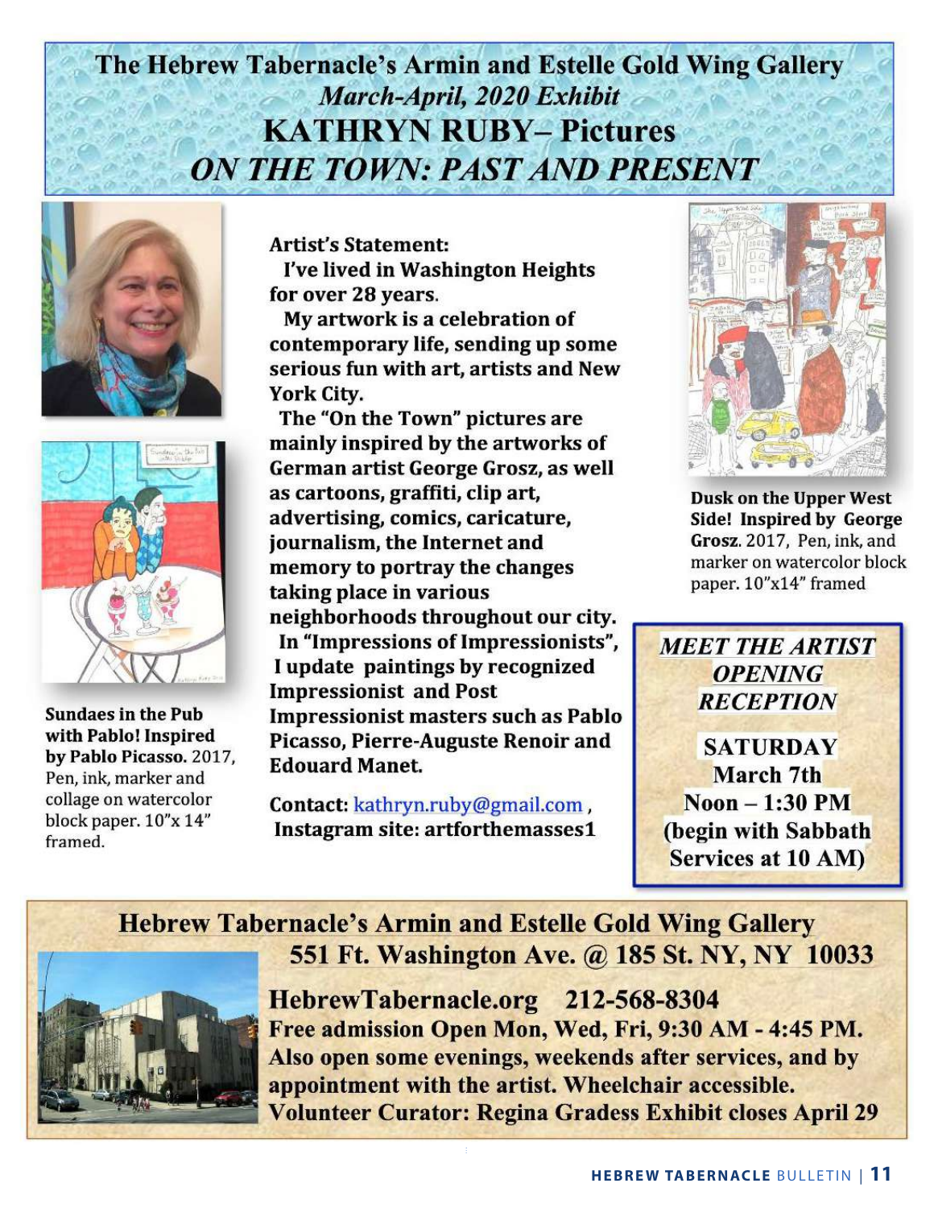# The Hebrew Tabernacle's Armin and Estelle Gold Wing Gallery

*March-April, 2020 Exhibit*

## KATHRYN RUBY– Pictures

## *ON THE TOWN: PAST AND PRESENT*

**Artist's Statement:**

I've lived in Washington Heights for over 28 years.

My artwork is a celebration of contemporary life, sending up some serious fun with art, artists and New York City.

The "On the Town" pictures are mainly inspired by the artworks of German artist George Grosz, as well as cartoons, graffiti, clip art, advertising, comics, caricature, journalism, the Internet and memory to portray the changes taking place in various neighborhoods throughout our city.

In "Impressions of Impressionists", I update paintings by recognized Impressionist and Post Impressionist masters such as Pablo Picasso, Pierre-Auguste Renoir and Edouard Manet.

**Contact:** kathryn.ruby@gmail.com ,
**Instagram site: artforthemasses1**

**Sundaes in the Pub with Pablo! Inspired by Pablo Picasso.** 2017, Pen, ink, marker and collage on watercolor block paper. 10"x 14" framed.

**Dusk on the Upper West Side! Inspired by George Grosz**. 2017, Pen, ink, and marker on watercolor block paper. 10"x14" framed

***MEET THE ARTIST OPENING RECEPTION***

**SATURDAY March 7th Noon – 1:30 PM (begin with Sabbath Services at 10 AM)**

**Hebrew Tabernacle's Armin and Estelle Gold Wing Gallery**
**551 Ft. Washington Ave. @ 185 St. NY, NY 10033**

**HebrewTabernacle.org 212-568-8304**
**Free admission Open Mon, Wed, Fri, 9:30 AM - 4:45 PM. Also open some evenings, weekends after services, and by appointment with the artist. Wheelchair accessible.**
**Volunteer Curator: Regina Gradess Exhibit closes April 29**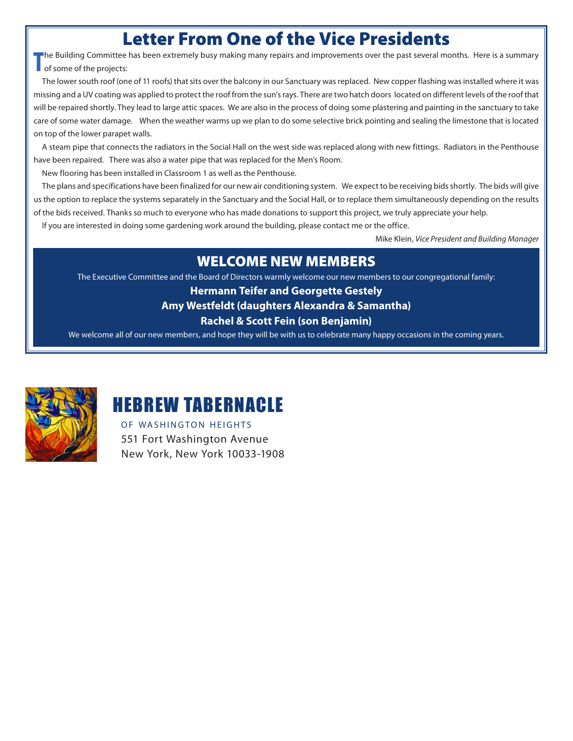# Letter From One of the Vice Presidents

The Building Committee has been extremely busy making many repairs and improvements over the past several months. Here is a summary of some of the projects:

The lower south roof (one of 11 roofs) that sits over the balcony in our Sanctuary was replaced. New copper flashing was installed where it was missing and a UV coating was applied to protect the roof from the sun's rays. There are two hatch doors located on different levels of the roof that will be repaired shortly. They lead to large attic spaces. We are also in the process of doing some plastering and painting in the sanctuary to take care of some water damage. When the weather warms up we plan to do some selective brick pointing and sealing the limestone that is located on top of the lower parapet walls.

A steam pipe that connects the radiators in the Social Hall on the west side was replaced along with new fittings. Radiators in the Penthouse have been repaired. There was also a water pipe that was replaced for the Men's Room.

New flooring has been installed in Classroom 1 as well as the Penthouse.

The plans and specifications have been finalized for our new air conditioning system. We expect to be receiving bids shortly. The bids will give us the option to replace the systems separately in the Sanctuary and the Social Hall, or to replace them simultaneously depending on the results of the bids received. Thanks so much to everyone who has made donations to support this project, we truly appreciate your help.

If you are interested in doing some gardening work around the building, please contact me or the office.

Mike Klein, *Vice President and Building Manager*

## WELCOME NEW MEMBERS

The Executive Committee and the Board of Directors warmly welcome our new members to our congregational family:

**Hermann Teifer and Georgette Gestely**

**Amy Westfeldt (daughters Alexandra & Samantha)**

**Rachel & Scott Fein (son Benjamin)**

We welcome all of our new members, and hope they will be with us to celebrate many happy occasions in the coming years.

## HEBREW TABERNACLE

OF WASHINGTON HEIGHTS

551 Fort Washington Avenue
New York, New York 10033-1908